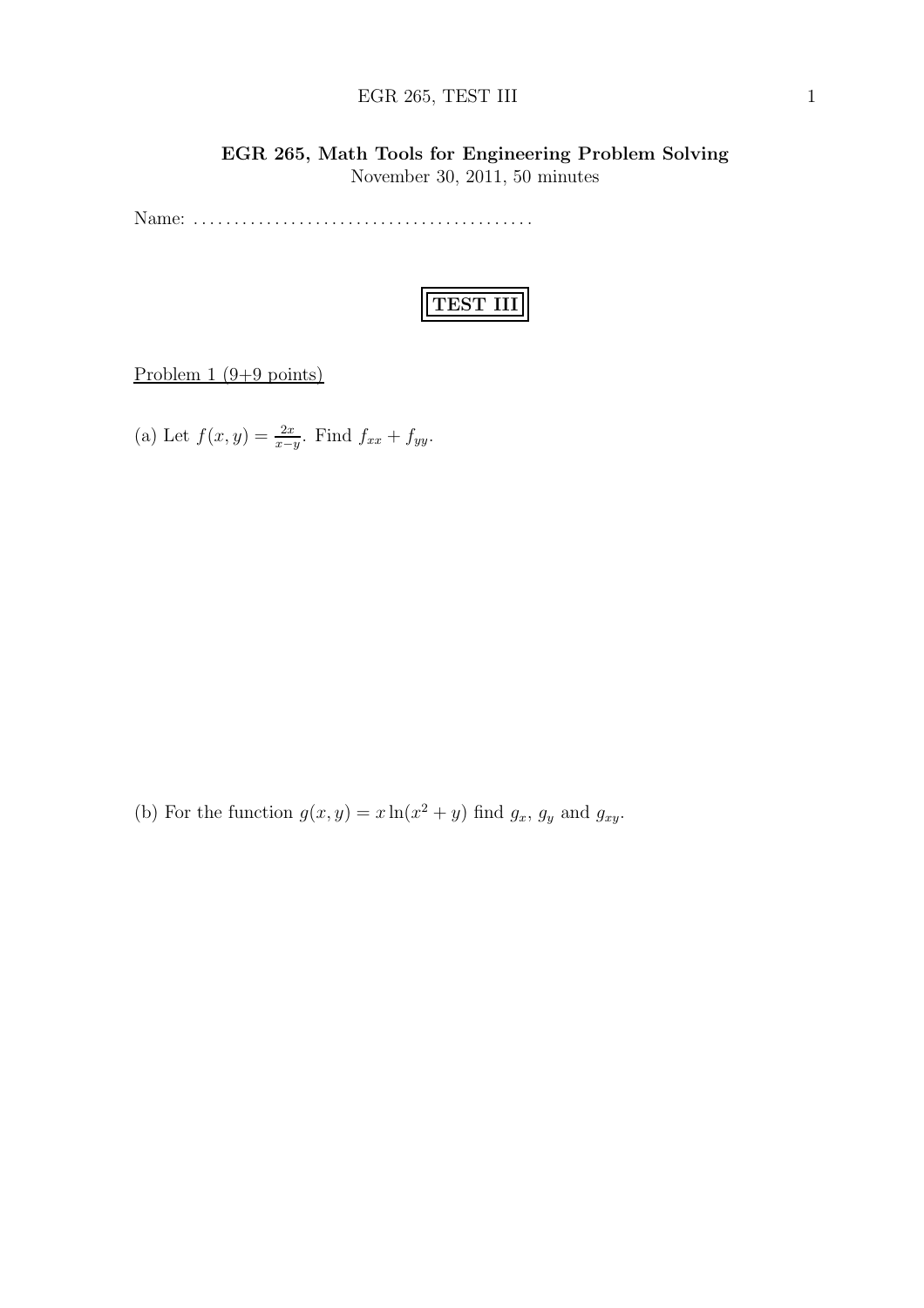**EGR 265, Math Tools for Engineering Problem Solving**
November 30, 2011, 50 minutes

Name: ..........................................

# TEST III

Problem 1 (9+9 points)

(a) Let $f(x,y) = \frac{2x}{x-y}$. Find $f_{xx} + f_{yy}$.

(b) For the function $g(x,y) = x \ln(x^2 + y)$ find $g_x$, $g_y$ and $g_{xy}$.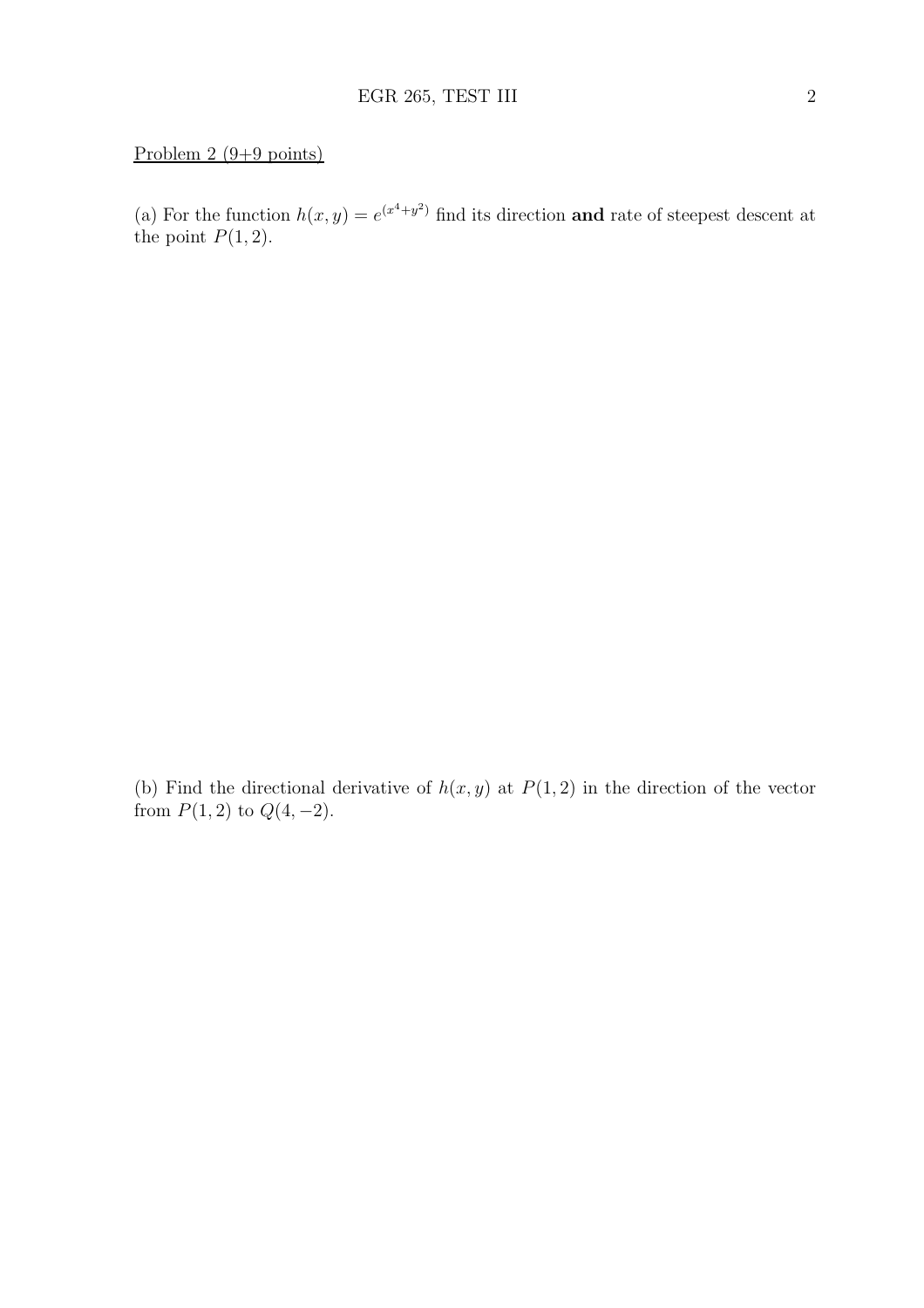Problem 2 (9+9 points)

(a) For the function $h(x, y) = e^{(x^4+y^2)}$ find its direction **and** rate of steepest descent at the point $P(1, 2)$.

(b) Find the directional derivative of $h(x, y)$ at $P(1, 2)$ in the direction of the vector from $P(1, 2)$ to $Q(4, -2)$.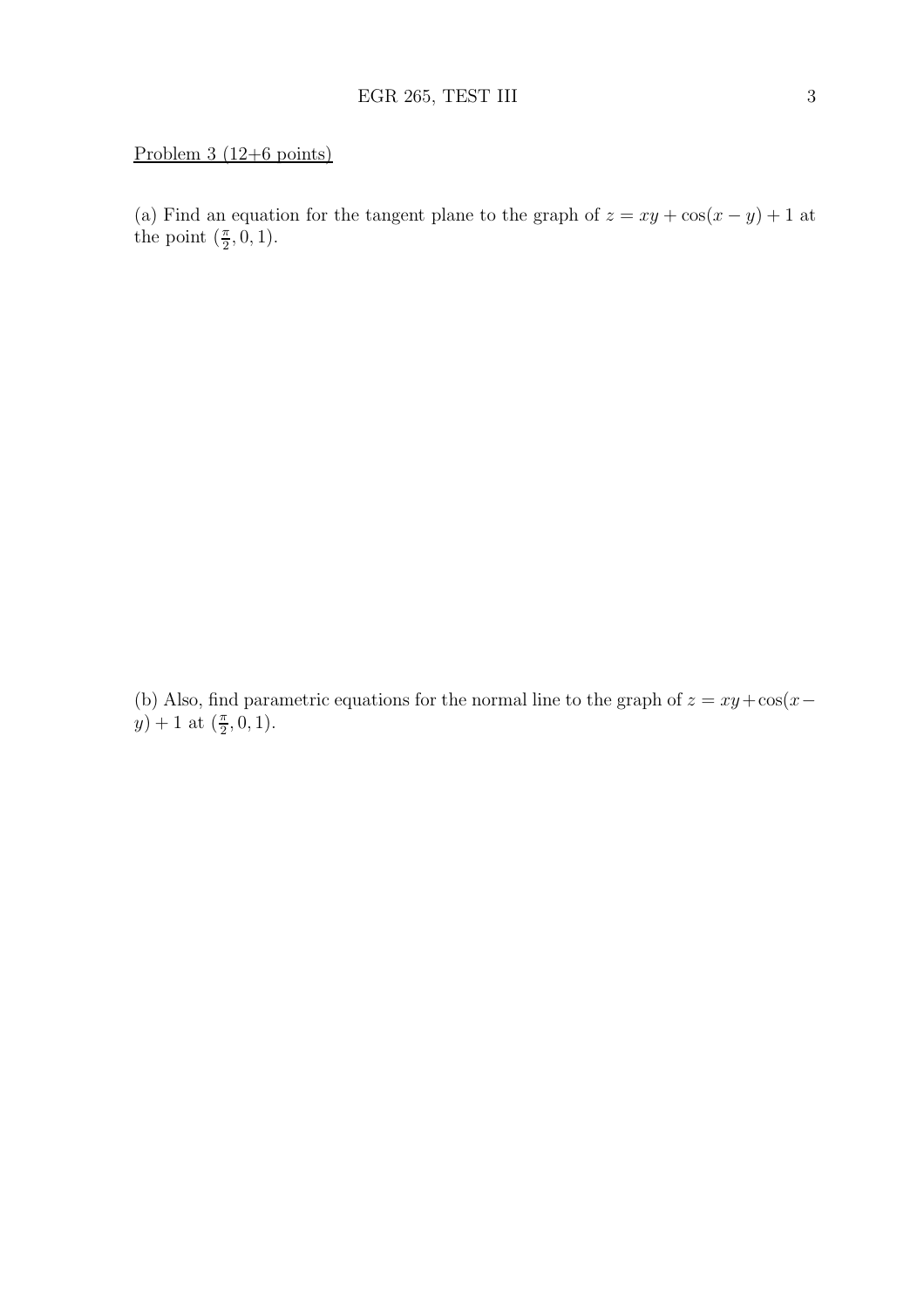Problem 3 (12+6 points)

(a) Find an equation for the tangent plane to the graph of $z = xy + \cos(x - y) + 1$ at the point $(\frac{\pi}{2}, 0, 1)$.

(b) Also, find parametric equations for the normal line to the graph of $z = xy + \cos(x - y) + 1$ at $(\frac{\pi}{2}, 0, 1)$.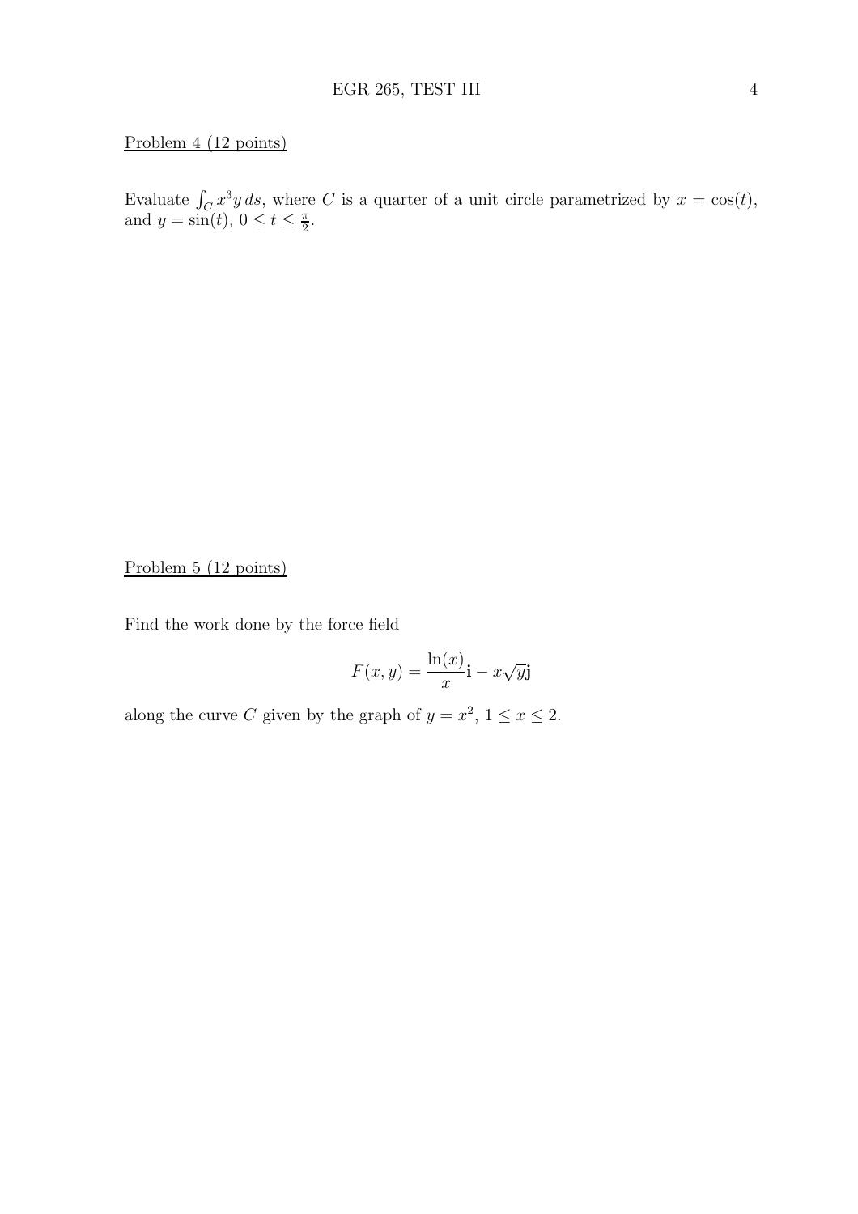Problem 4 (12 points)

Evaluate $\int_C x^3 y \, ds$, where $C$ is a quarter of a unit circle parametrized by $x = \cos(t)$, and $y = \sin(t)$, $0 \leq t \leq \frac{\pi}{2}$.

Problem 5 (12 points)

Find the work done by the force field

$$F(x, y) = \frac{\ln(x)}{x}\mathbf{i} - x\sqrt{y}\mathbf{j}$$

along the curve $C$ given by the graph of $y = x^2$, $1 \leq x \leq 2$.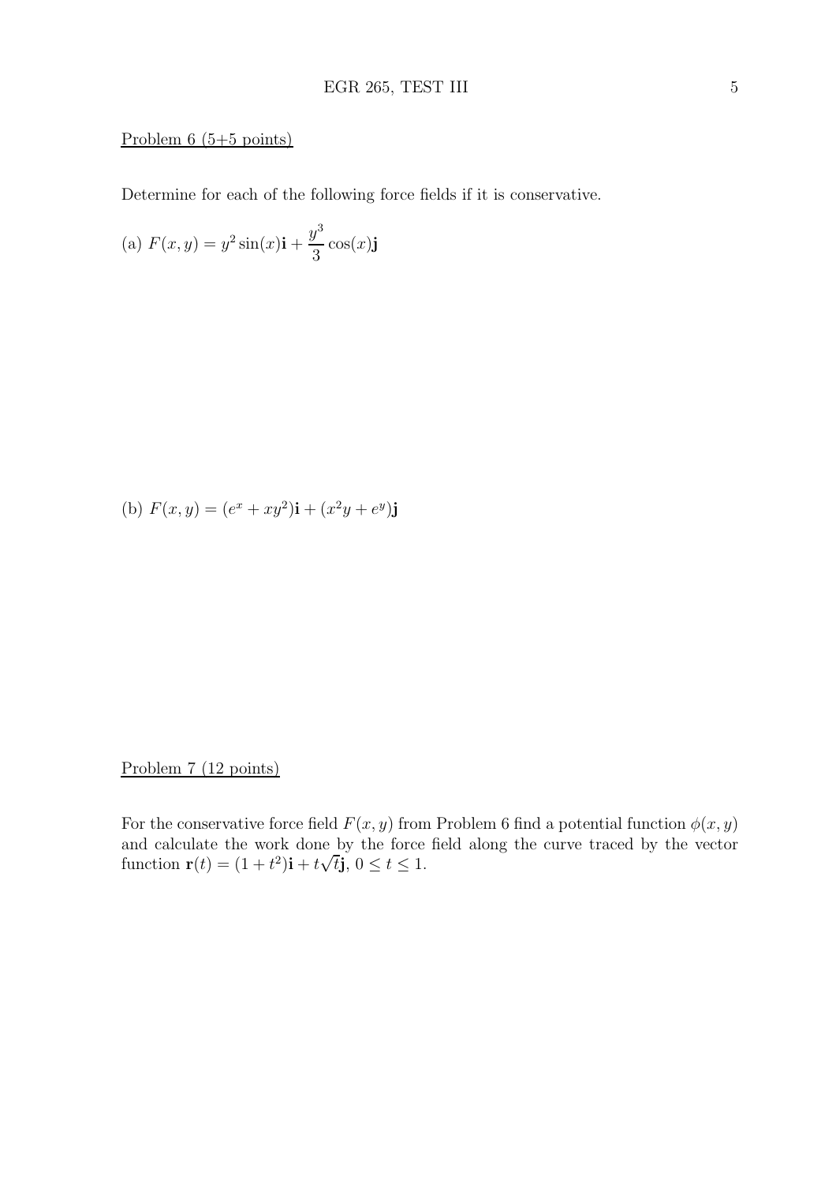Problem 6 (5+5 points)

Determine for each of the following force fields if it is conservative.

(a) $F(x,y) = y^2 \sin(x)\mathbf{i} + \dfrac{y^3}{3}\cos(x)\mathbf{j}$

(b) $F(x,y) = (e^x + xy^2)\mathbf{i} + (x^2y + e^y)\mathbf{j}$

Problem 7 (12 points)

For the conservative force field $F(x,y)$ from Problem 6 find a potential function $\phi(x,y)$ and calculate the work done by the force field along the curve traced by the vector function $\mathbf{r}(t) = (1+t^2)\mathbf{i} + t\sqrt{t}\mathbf{j}$, $0 \leq t \leq 1$.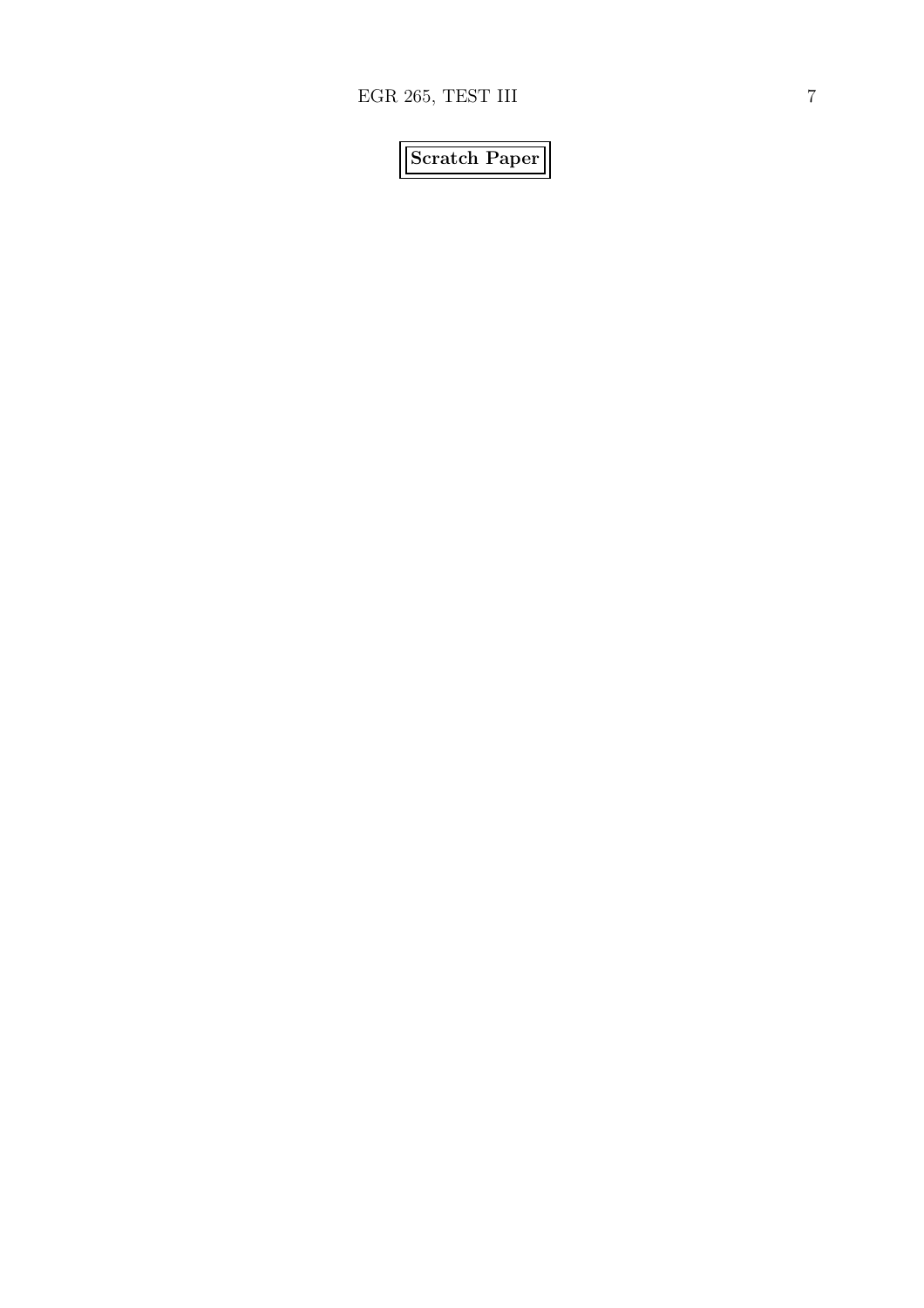**Scratch Paper**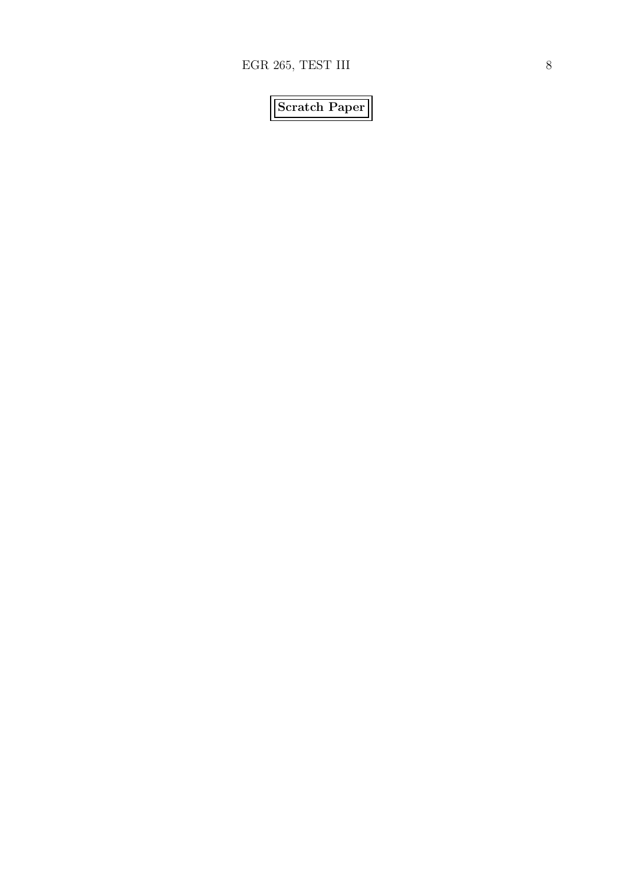**Scratch Paper**